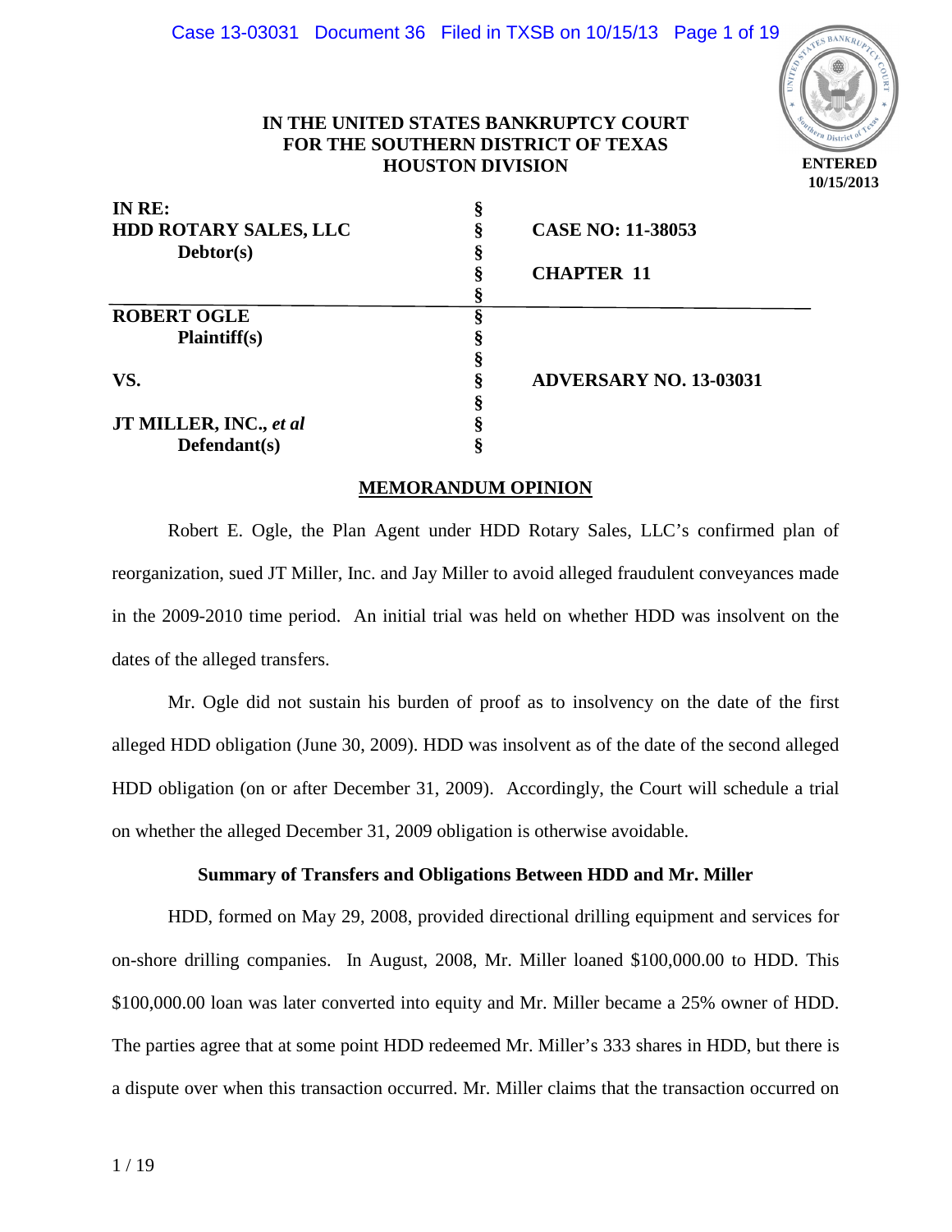**IN THE UNITED STATES BANKRUPTCY COURT**
**FOR THE SOUTHERN DISTRICT OF TEXAS**
**HOUSTON DIVISION**

ENTERED
10/15/2013

| | | |
|---|---|---|
| **IN RE:** | § | |
| **HDD ROTARY SALES, LLC** | § | **CASE NO: 11-38053** |
| **Debtor(s)** | § | |
| | § | **CHAPTER 11** |
| | § | |
| **ROBERT OGLE** | § | |
| **Plaintiff(s)** | § | |
| | § | |
| **VS.** | § | **ADVERSARY NO. 13-03031** |
| | § | |
| **JT MILLER, INC., *et al*** | § | |
| **Defendant(s)** | § | |

## MEMORANDUM OPINION

Robert E. Ogle, the Plan Agent under HDD Rotary Sales, LLC's confirmed plan of reorganization, sued JT Miller, Inc. and Jay Miller to avoid alleged fraudulent conveyances made in the 2009-2010 time period. An initial trial was held on whether HDD was insolvent on the dates of the alleged transfers.

Mr. Ogle did not sustain his burden of proof as to insolvency on the date of the first alleged HDD obligation (June 30, 2009). HDD was insolvent as of the date of the second alleged HDD obligation (on or after December 31, 2009). Accordingly, the Court will schedule a trial on whether the alleged December 31, 2009 obligation is otherwise avoidable.

### Summary of Transfers and Obligations Between HDD and Mr. Miller

HDD, formed on May 29, 2008, provided directional drilling equipment and services for on-shore drilling companies. In August, 2008, Mr. Miller loaned $100,000.00 to HDD. This $100,000.00 loan was later converted into equity and Mr. Miller became a 25% owner of HDD. The parties agree that at some point HDD redeemed Mr. Miller's 333 shares in HDD, but there is a dispute over when this transaction occurred. Mr. Miller claims that the transaction occurred on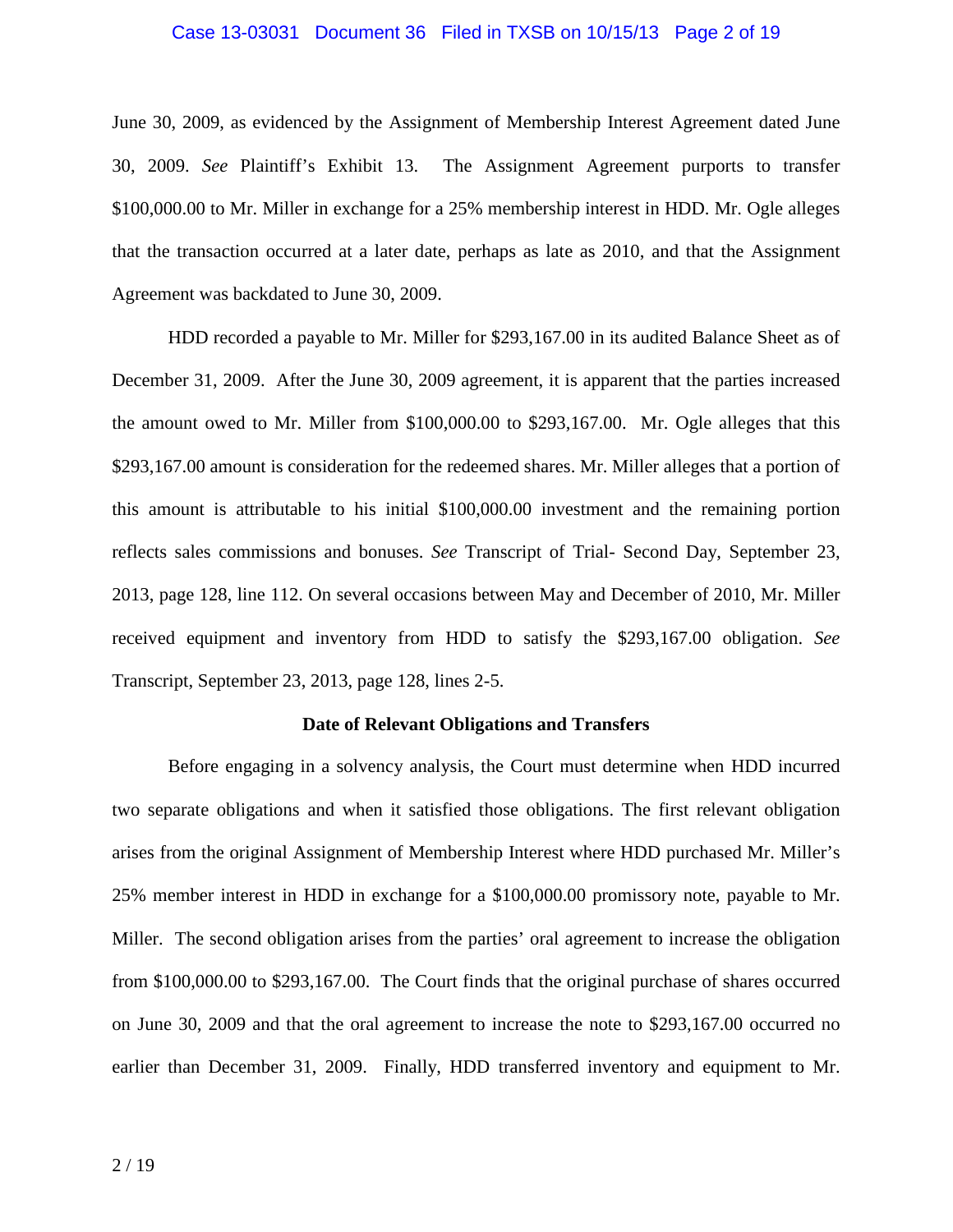June 30, 2009, as evidenced by the Assignment of Membership Interest Agreement dated June 30, 2009. *See* Plaintiff's Exhibit 13. The Assignment Agreement purports to transfer $100,000.00 to Mr. Miller in exchange for a 25% membership interest in HDD. Mr. Ogle alleges that the transaction occurred at a later date, perhaps as late as 2010, and that the Assignment Agreement was backdated to June 30, 2009.

HDD recorded a payable to Mr. Miller for $293,167.00 in its audited Balance Sheet as of December 31, 2009. After the June 30, 2009 agreement, it is apparent that the parties increased the amount owed to Mr. Miller from $100,000.00 to $293,167.00. Mr. Ogle alleges that this $293,167.00 amount is consideration for the redeemed shares. Mr. Miller alleges that a portion of this amount is attributable to his initial $100,000.00 investment and the remaining portion reflects sales commissions and bonuses. *See* Transcript of Trial- Second Day, September 23, 2013, page 128, line 112. On several occasions between May and December of 2010, Mr. Miller received equipment and inventory from HDD to satisfy the $293,167.00 obligation. *See* Transcript, September 23, 2013, page 128, lines 2-5.

**Date of Relevant Obligations and Transfers**

Before engaging in a solvency analysis, the Court must determine when HDD incurred two separate obligations and when it satisfied those obligations. The first relevant obligation arises from the original Assignment of Membership Interest where HDD purchased Mr. Miller's 25% member interest in HDD in exchange for a $100,000.00 promissory note, payable to Mr. Miller. The second obligation arises from the parties' oral agreement to increase the obligation from $100,000.00 to $293,167.00. The Court finds that the original purchase of shares occurred on June 30, 2009 and that the oral agreement to increase the note to $293,167.00 occurred no earlier than December 31, 2009. Finally, HDD transferred inventory and equipment to Mr.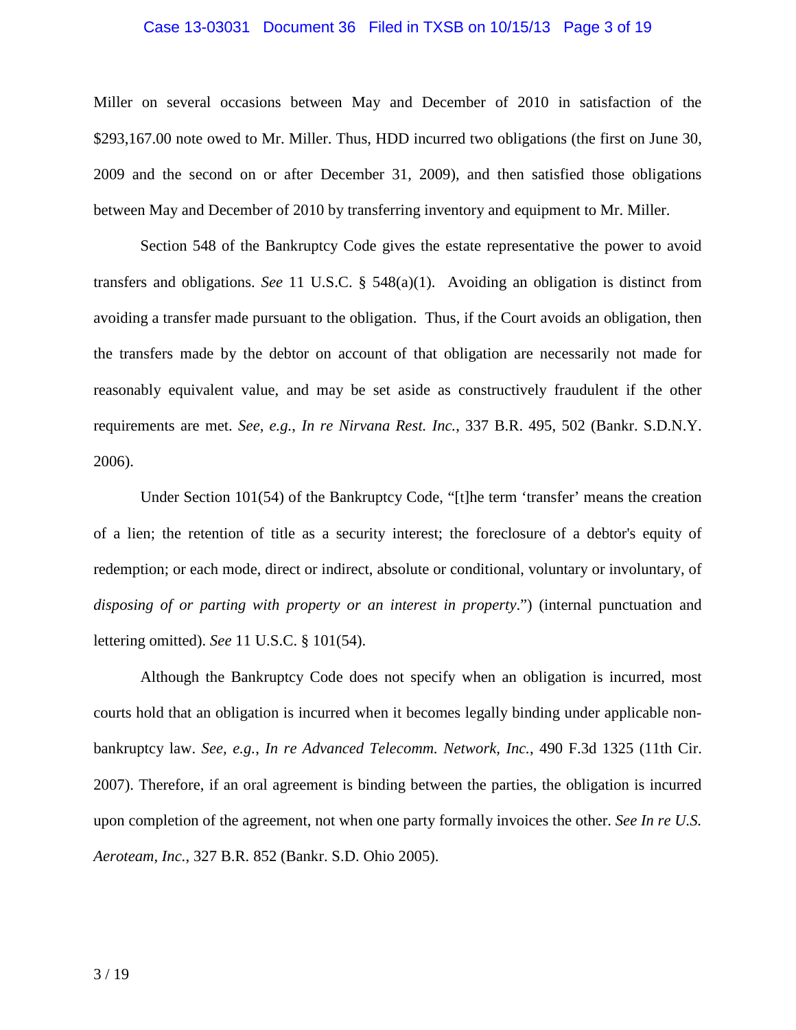Miller on several occasions between May and December of 2010 in satisfaction of the $293,167.00 note owed to Mr. Miller. Thus, HDD incurred two obligations (the first on June 30, 2009 and the second on or after December 31, 2009), and then satisfied those obligations between May and December of 2010 by transferring inventory and equipment to Mr. Miller.

Section 548 of the Bankruptcy Code gives the estate representative the power to avoid transfers and obligations. *See* 11 U.S.C. § 548(a)(1). Avoiding an obligation is distinct from avoiding a transfer made pursuant to the obligation. Thus, if the Court avoids an obligation, then the transfers made by the debtor on account of that obligation are necessarily not made for reasonably equivalent value, and may be set aside as constructively fraudulent if the other requirements are met. *See, e.g.*, *In re Nirvana Rest. Inc.*, 337 B.R. 495, 502 (Bankr. S.D.N.Y. 2006).

Under Section 101(54) of the Bankruptcy Code, "[t]he term 'transfer' means the creation of a lien; the retention of title as a security interest; the foreclosure of a debtor's equity of redemption; or each mode, direct or indirect, absolute or conditional, voluntary or involuntary, of *disposing of or parting with property or an interest in property*.") (internal punctuation and lettering omitted). *See* 11 U.S.C. § 101(54).

Although the Bankruptcy Code does not specify when an obligation is incurred, most courts hold that an obligation is incurred when it becomes legally binding under applicable non-bankruptcy law. *See, e.g., In re Advanced Telecomm. Network, Inc.*, 490 F.3d 1325 (11th Cir. 2007). Therefore, if an oral agreement is binding between the parties, the obligation is incurred upon completion of the agreement, not when one party formally invoices the other. *See In re U.S. Aeroteam, Inc.*, 327 B.R. 852 (Bankr. S.D. Ohio 2005).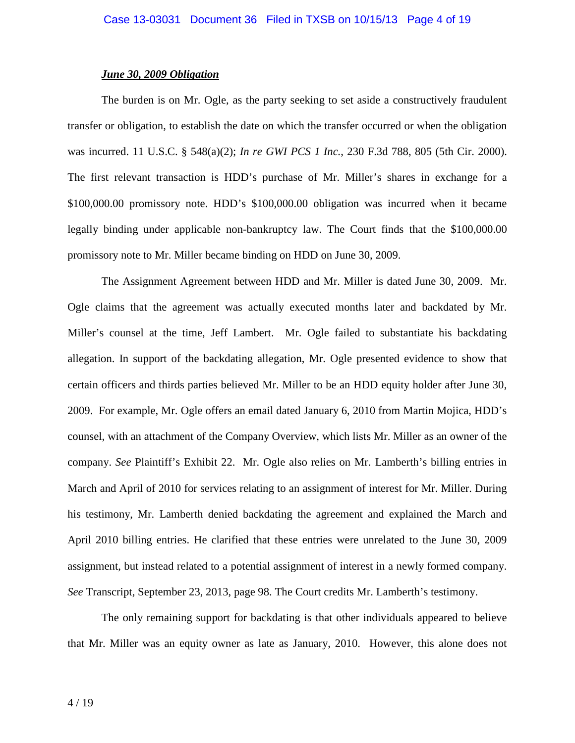***June 30, 2009 Obligation***

The burden is on Mr. Ogle, as the party seeking to set aside a constructively fraudulent transfer or obligation, to establish the date on which the transfer occurred or when the obligation was incurred. 11 U.S.C. § 548(a)(2); *In re GWI PCS 1 Inc.*, 230 F.3d 788, 805 (5th Cir. 2000). The first relevant transaction is HDD's purchase of Mr. Miller's shares in exchange for a $100,000.00 promissory note. HDD's $100,000.00 obligation was incurred when it became legally binding under applicable non-bankruptcy law. The Court finds that the $100,000.00 promissory note to Mr. Miller became binding on HDD on June 30, 2009.

The Assignment Agreement between HDD and Mr. Miller is dated June 30, 2009. Mr. Ogle claims that the agreement was actually executed months later and backdated by Mr. Miller's counsel at the time, Jeff Lambert. Mr. Ogle failed to substantiate his backdating allegation. In support of the backdating allegation, Mr. Ogle presented evidence to show that certain officers and thirds parties believed Mr. Miller to be an HDD equity holder after June 30, 2009. For example, Mr. Ogle offers an email dated January 6, 2010 from Martin Mojica, HDD's counsel, with an attachment of the Company Overview, which lists Mr. Miller as an owner of the company. *See* Plaintiff's Exhibit 22. Mr. Ogle also relies on Mr. Lamberth's billing entries in March and April of 2010 for services relating to an assignment of interest for Mr. Miller. During his testimony, Mr. Lamberth denied backdating the agreement and explained the March and April 2010 billing entries. He clarified that these entries were unrelated to the June 30, 2009 assignment, but instead related to a potential assignment of interest in a newly formed company. *See* Transcript, September 23, 2013, page 98. The Court credits Mr. Lamberth's testimony.

The only remaining support for backdating is that other individuals appeared to believe that Mr. Miller was an equity owner as late as January, 2010. However, this alone does not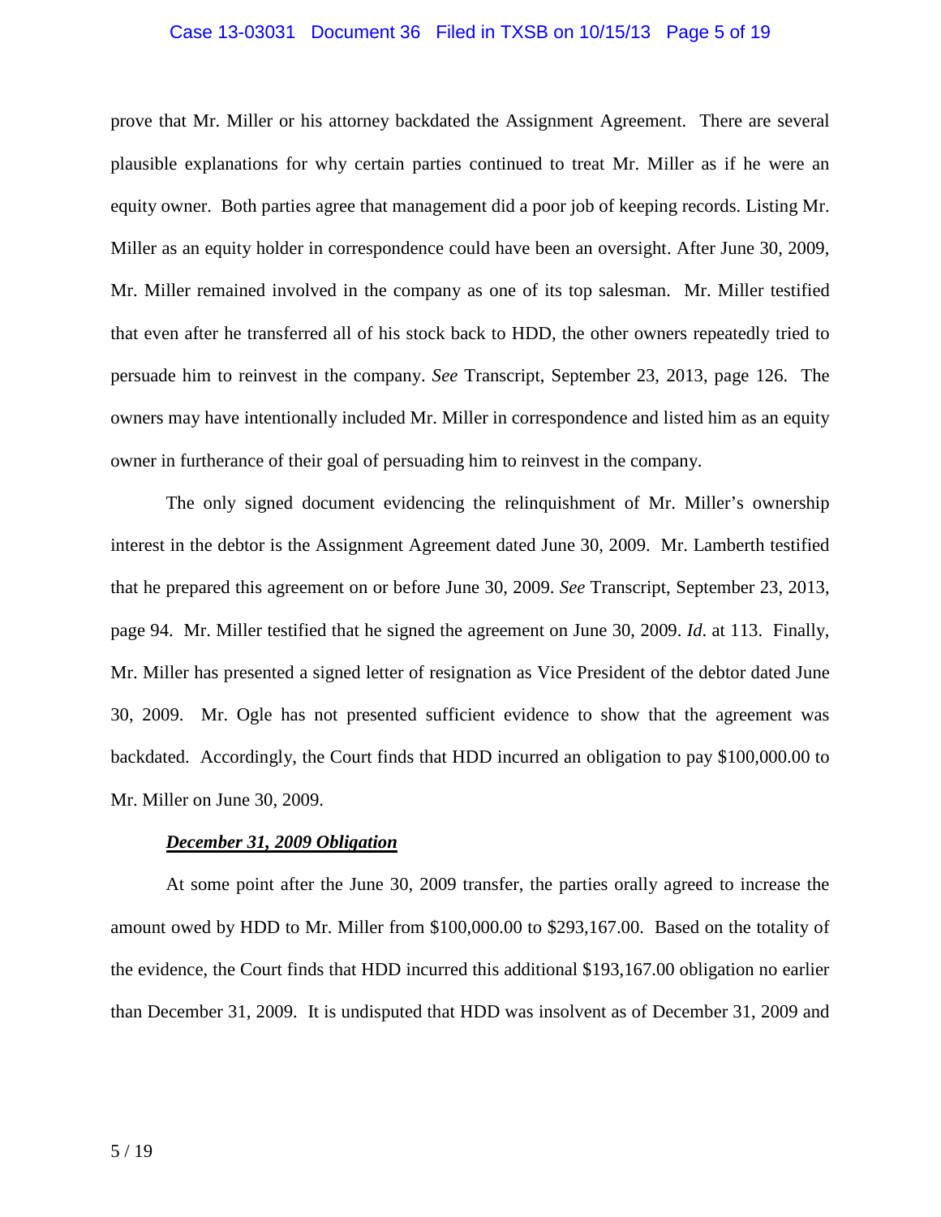prove that Mr. Miller or his attorney backdated the Assignment Agreement. There are several plausible explanations for why certain parties continued to treat Mr. Miller as if he were an equity owner. Both parties agree that management did a poor job of keeping records. Listing Mr. Miller as an equity holder in correspondence could have been an oversight. After June 30, 2009, Mr. Miller remained involved in the company as one of its top salesman. Mr. Miller testified that even after he transferred all of his stock back to HDD, the other owners repeatedly tried to persuade him to reinvest in the company. *See* Transcript, September 23, 2013, page 126. The owners may have intentionally included Mr. Miller in correspondence and listed him as an equity owner in furtherance of their goal of persuading him to reinvest in the company.

The only signed document evidencing the relinquishment of Mr. Miller's ownership interest in the debtor is the Assignment Agreement dated June 30, 2009. Mr. Lamberth testified that he prepared this agreement on or before June 30, 2009. *See* Transcript, September 23, 2013, page 94. Mr. Miller testified that he signed the agreement on June 30, 2009. *Id*. at 113. Finally, Mr. Miller has presented a signed letter of resignation as Vice President of the debtor dated June 30, 2009. Mr. Ogle has not presented sufficient evidence to show that the agreement was backdated. Accordingly, the Court finds that HDD incurred an obligation to pay $100,000.00 to Mr. Miller on June 30, 2009.

***December 31, 2009 Obligation***

At some point after the June 30, 2009 transfer, the parties orally agreed to increase the amount owed by HDD to Mr. Miller from $100,000.00 to $293,167.00. Based on the totality of the evidence, the Court finds that HDD incurred this additional $193,167.00 obligation no earlier than December 31, 2009. It is undisputed that HDD was insolvent as of December 31, 2009 and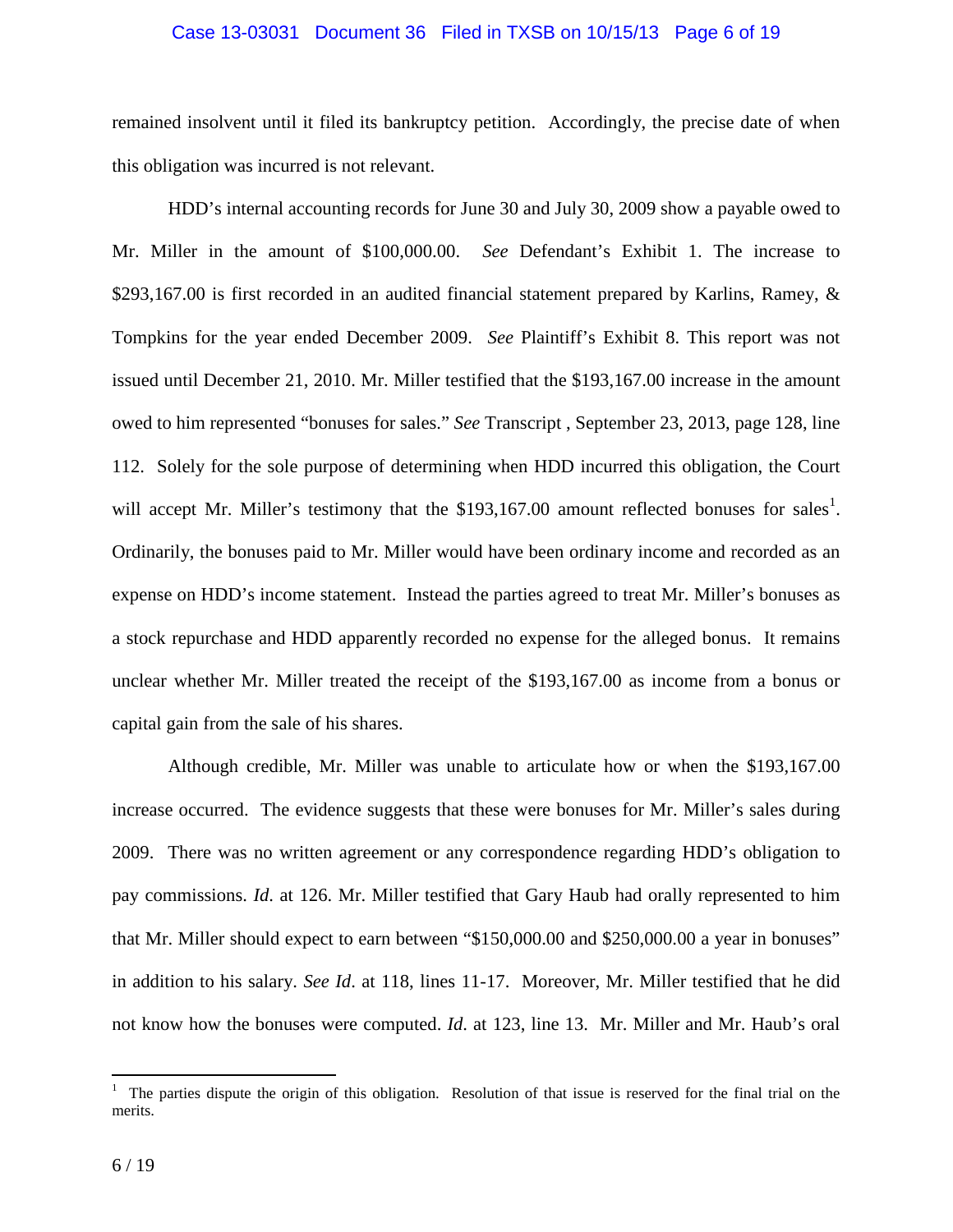remained insolvent until it filed its bankruptcy petition. Accordingly, the precise date of when this obligation was incurred is not relevant.

HDD's internal accounting records for June 30 and July 30, 2009 show a payable owed to Mr. Miller in the amount of $100,000.00. *See* Defendant's Exhibit 1. The increase to $293,167.00 is first recorded in an audited financial statement prepared by Karlins, Ramey, & Tompkins for the year ended December 2009. *See* Plaintiff's Exhibit 8. This report was not issued until December 21, 2010. Mr. Miller testified that the $193,167.00 increase in the amount owed to him represented "bonuses for sales." *See* Transcript , September 23, 2013, page 128, line 112. Solely for the sole purpose of determining when HDD incurred this obligation, the Court will accept Mr. Miller's testimony that the $193,167.00 amount reflected bonuses for sales[1]. Ordinarily, the bonuses paid to Mr. Miller would have been ordinary income and recorded as an expense on HDD's income statement. Instead the parties agreed to treat Mr. Miller's bonuses as a stock repurchase and HDD apparently recorded no expense for the alleged bonus. It remains unclear whether Mr. Miller treated the receipt of the $193,167.00 as income from a bonus or capital gain from the sale of his shares.

Although credible, Mr. Miller was unable to articulate how or when the $193,167.00 increase occurred. The evidence suggests that these were bonuses for Mr. Miller's sales during 2009. There was no written agreement or any correspondence regarding HDD's obligation to pay commissions. *Id*. at 126. Mr. Miller testified that Gary Haub had orally represented to him that Mr. Miller should expect to earn between "$150,000.00 and $250,000.00 a year in bonuses" in addition to his salary. *See Id*. at 118, lines 11-17. Moreover, Mr. Miller testified that he did not know how the bonuses were computed. *Id*. at 123, line 13. Mr. Miller and Mr. Haub's oral

---

[1] The parties dispute the origin of this obligation. Resolution of that issue is reserved for the final trial on the merits.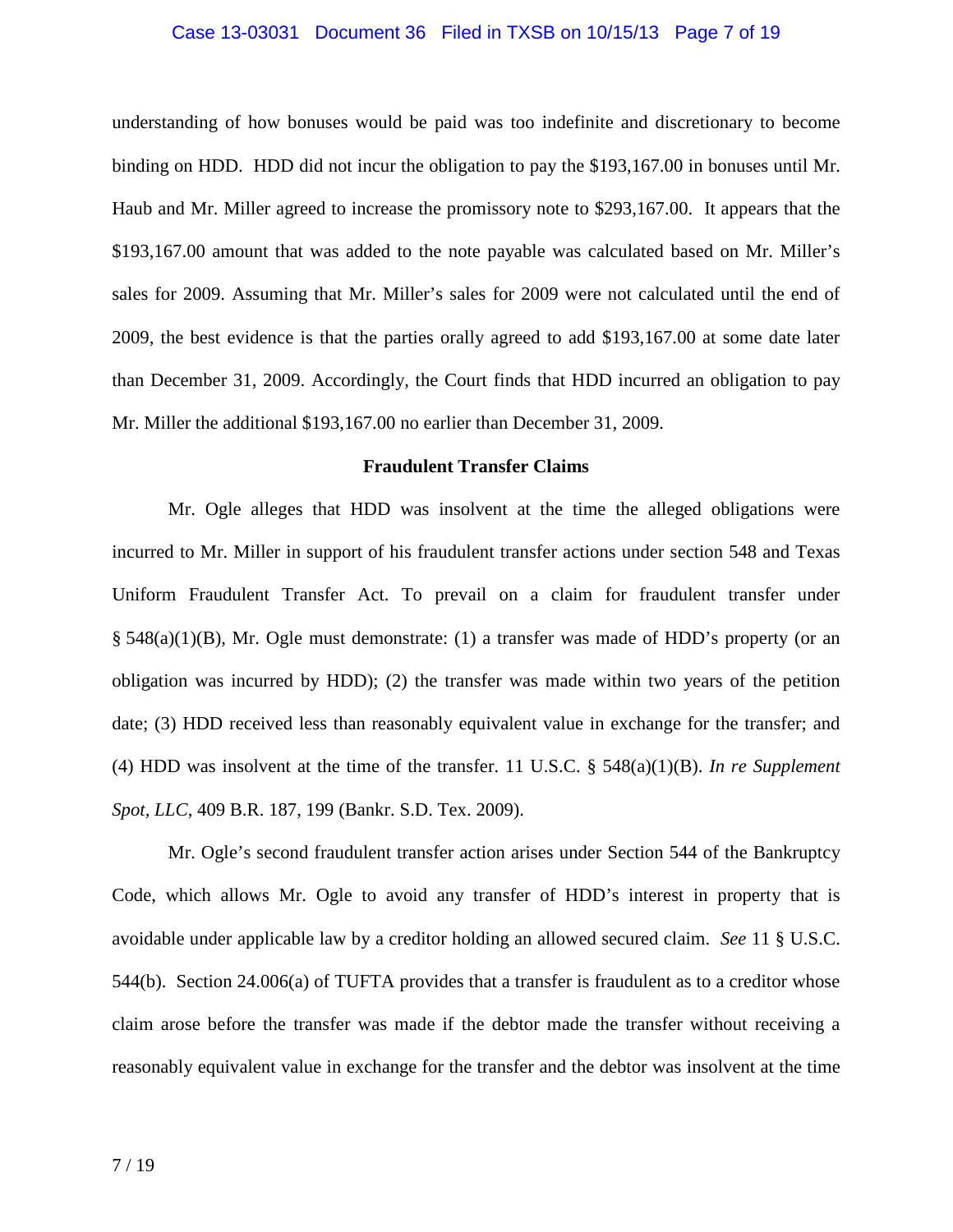understanding of how bonuses would be paid was too indefinite and discretionary to become binding on HDD. HDD did not incur the obligation to pay the $193,167.00 in bonuses until Mr. Haub and Mr. Miller agreed to increase the promissory note to $293,167.00. It appears that the $193,167.00 amount that was added to the note payable was calculated based on Mr. Miller's sales for 2009. Assuming that Mr. Miller's sales for 2009 were not calculated until the end of 2009, the best evidence is that the parties orally agreed to add $193,167.00 at some date later than December 31, 2009. Accordingly, the Court finds that HDD incurred an obligation to pay Mr. Miller the additional $193,167.00 no earlier than December 31, 2009.

**Fraudulent Transfer Claims**

Mr. Ogle alleges that HDD was insolvent at the time the alleged obligations were incurred to Mr. Miller in support of his fraudulent transfer actions under section 548 and Texas Uniform Fraudulent Transfer Act. To prevail on a claim for fraudulent transfer under § 548(a)(1)(B), Mr. Ogle must demonstrate: (1) a transfer was made of HDD's property (or an obligation was incurred by HDD); (2) the transfer was made within two years of the petition date; (3) HDD received less than reasonably equivalent value in exchange for the transfer; and (4) HDD was insolvent at the time of the transfer. 11 U.S.C. § 548(a)(1)(B). *In re Supplement Spot, LLC*, 409 B.R. 187, 199 (Bankr. S.D. Tex. 2009).

Mr. Ogle's second fraudulent transfer action arises under Section 544 of the Bankruptcy Code, which allows Mr. Ogle to avoid any transfer of HDD's interest in property that is avoidable under applicable law by a creditor holding an allowed secured claim. *See* 11 § U.S.C. 544(b). Section 24.006(a) of TUFTA provides that a transfer is fraudulent as to a creditor whose claim arose before the transfer was made if the debtor made the transfer without receiving a reasonably equivalent value in exchange for the transfer and the debtor was insolvent at the time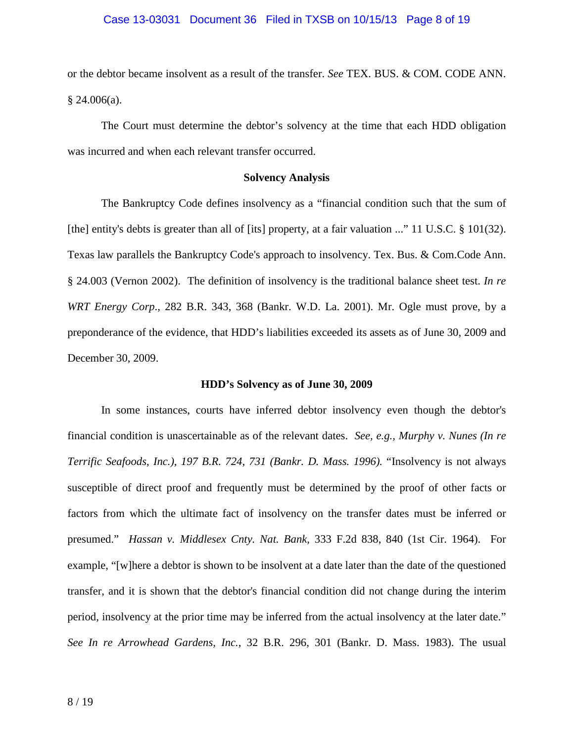or the debtor became insolvent as a result of the transfer. *See* TEX. BUS. & COM. CODE ANN. § 24.006(a).

The Court must determine the debtor's solvency at the time that each HDD obligation was incurred and when each relevant transfer occurred.

**Solvency Analysis**

The Bankruptcy Code defines insolvency as a "financial condition such that the sum of [the] entity's debts is greater than all of [its] property, at a fair valuation ..." 11 U.S.C. § 101(32). Texas law parallels the Bankruptcy Code's approach to insolvency. Tex. Bus. & Com.Code Ann. § 24.003 (Vernon 2002). The definition of insolvency is the traditional balance sheet test. *In re WRT Energy Corp.*, 282 B.R. 343, 368 (Bankr. W.D. La. 2001). Mr. Ogle must prove, by a preponderance of the evidence, that HDD's liabilities exceeded its assets as of June 30, 2009 and December 30, 2009.

**HDD's Solvency as of June 30, 2009**

In some instances, courts have inferred debtor insolvency even though the debtor's financial condition is unascertainable as of the relevant dates. *See, e.g., Murphy v. Nunes (In re Terrific Seafoods, Inc.), 197 B.R. 724, 731 (Bankr. D. Mass. 1996).* "Insolvency is not always susceptible of direct proof and frequently must be determined by the proof of other facts or factors from which the ultimate fact of insolvency on the transfer dates must be inferred or presumed." *Hassan v. Middlesex Cnty. Nat. Bank,* 333 F.2d 838, 840 (1st Cir. 1964). For example, "[w]here a debtor is shown to be insolvent at a date later than the date of the questioned transfer, and it is shown that the debtor's financial condition did not change during the interim period, insolvency at the prior time may be inferred from the actual insolvency at the later date." *See In re Arrowhead Gardens, Inc.*, 32 B.R. 296, 301 (Bankr. D. Mass. 1983). The usual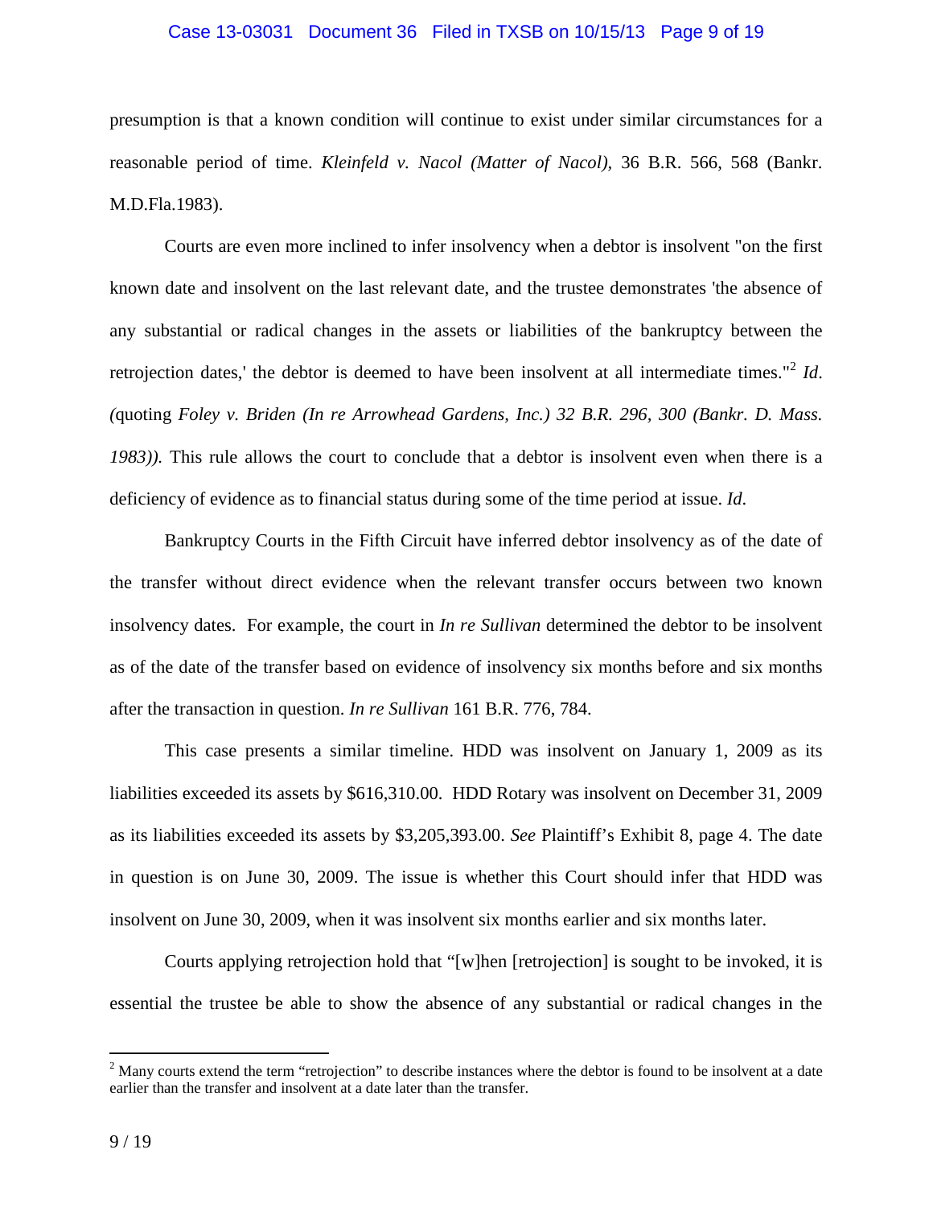presumption is that a known condition will continue to exist under similar circumstances for a reasonable period of time. *Kleinfeld v. Nacol (Matter of Nacol),* 36 B.R. 566, 568 (Bankr. M.D.Fla.1983).

Courts are even more inclined to infer insolvency when a debtor is insolvent "on the first known date and insolvent on the last relevant date, and the trustee demonstrates 'the absence of any substantial or radical changes in the assets or liabilities of the bankruptcy between the retrojection dates,' the debtor is deemed to have been insolvent at all intermediate times."[2] *Id*. (quoting *Foley v. Briden (In re Arrowhead Gardens, Inc.) 32 B.R. 296, 300 (Bankr. D. Mass. 1983)).* This rule allows the court to conclude that a debtor is insolvent even when there is a deficiency of evidence as to financial status during some of the time period at issue. *Id.*

Bankruptcy Courts in the Fifth Circuit have inferred debtor insolvency as of the date of the transfer without direct evidence when the relevant transfer occurs between two known insolvency dates. For example, the court in *In re Sullivan* determined the debtor to be insolvent as of the date of the transfer based on evidence of insolvency six months before and six months after the transaction in question. *In re Sullivan* 161 B.R. 776, 784.

This case presents a similar timeline. HDD was insolvent on January 1, 2009 as its liabilities exceeded its assets by $616,310.00. HDD Rotary was insolvent on December 31, 2009 as its liabilities exceeded its assets by $3,205,393.00. *See* Plaintiff's Exhibit 8, page 4. The date in question is on June 30, 2009. The issue is whether this Court should infer that HDD was insolvent on June 30, 2009, when it was insolvent six months earlier and six months later.

Courts applying retrojection hold that "[w]hen [retrojection] is sought to be invoked, it is essential the trustee be able to show the absence of any substantial or radical changes in the

[2] Many courts extend the term "retrojection" to describe instances where the debtor is found to be insolvent at a date earlier than the transfer and insolvent at a date later than the transfer.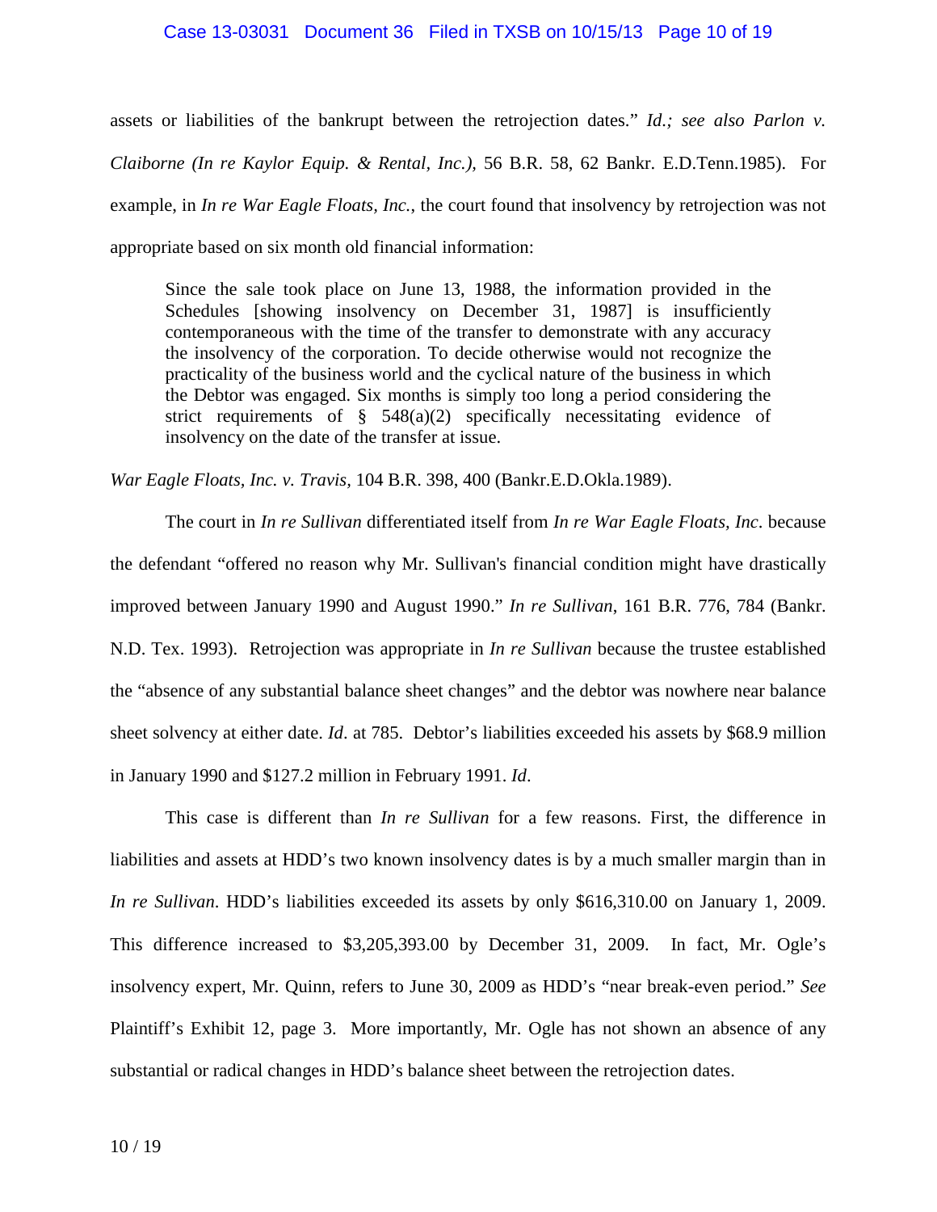assets or liabilities of the bankrupt between the retrojection dates." *Id.; see also Parlon v. Claiborne (In re Kaylor Equip. & Rental, Inc.),* 56 B.R. 58, 62 Bankr. E.D.Tenn.1985). For example, in *In re War Eagle Floats, Inc.*, the court found that insolvency by retrojection was not appropriate based on six month old financial information:

> Since the sale took place on June 13, 1988, the information provided in the Schedules [showing insolvency on December 31, 1987] is insufficiently contemporaneous with the time of the transfer to demonstrate with any accuracy the insolvency of the corporation. To decide otherwise would not recognize the practicality of the business world and the cyclical nature of the business in which the Debtor was engaged. Six months is simply too long a period considering the strict requirements of § 548(a)(2) specifically necessitating evidence of insolvency on the date of the transfer at issue.

*War Eagle Floats, Inc. v. Travis*, 104 B.R. 398, 400 (Bankr.E.D.Okla.1989).

The court in *In re Sullivan* differentiated itself from *In re War Eagle Floats, Inc*. because the defendant "offered no reason why Mr. Sullivan's financial condition might have drastically improved between January 1990 and August 1990." *In re Sullivan*, 161 B.R. 776, 784 (Bankr. N.D. Tex. 1993). Retrojection was appropriate in *In re Sullivan* because the trustee established the "absence of any substantial balance sheet changes" and the debtor was nowhere near balance sheet solvency at either date. *Id*. at 785. Debtor's liabilities exceeded his assets by $68.9 million in January 1990 and $127.2 million in February 1991. *Id*.

This case is different than *In re Sullivan* for a few reasons. First, the difference in liabilities and assets at HDD's two known insolvency dates is by a much smaller margin than in *In re Sullivan*. HDD's liabilities exceeded its assets by only $616,310.00 on January 1, 2009. This difference increased to $3,205,393.00 by December 31, 2009. In fact, Mr. Ogle's insolvency expert, Mr. Quinn, refers to June 30, 2009 as HDD's "near break-even period." *See* Plaintiff's Exhibit 12, page 3. More importantly, Mr. Ogle has not shown an absence of any substantial or radical changes in HDD's balance sheet between the retrojection dates.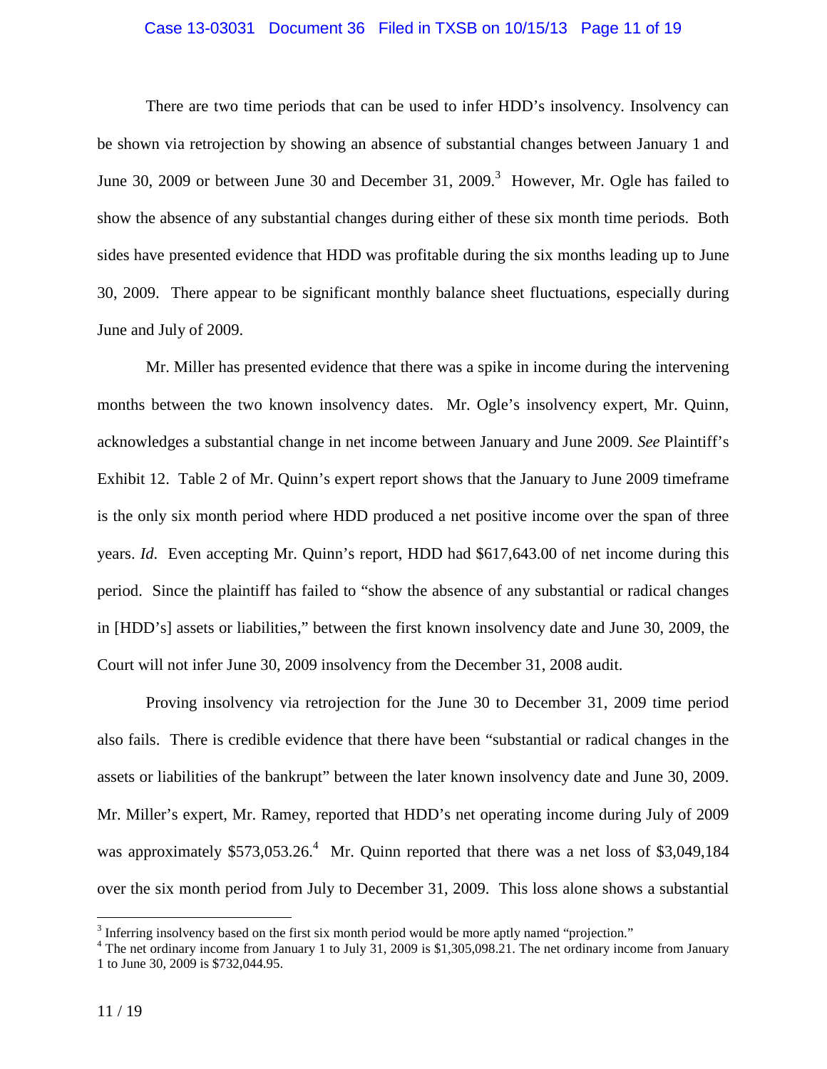There are two time periods that can be used to infer HDD's insolvency. Insolvency can be shown via retrojection by showing an absence of substantial changes between January 1 and June 30, 2009 or between June 30 and December 31, 2009.[3] However, Mr. Ogle has failed to show the absence of any substantial changes during either of these six month time periods. Both sides have presented evidence that HDD was profitable during the six months leading up to June 30, 2009. There appear to be significant monthly balance sheet fluctuations, especially during June and July of 2009.

Mr. Miller has presented evidence that there was a spike in income during the intervening months between the two known insolvency dates. Mr. Ogle's insolvency expert, Mr. Quinn, acknowledges a substantial change in net income between January and June 2009. *See* Plaintiff's Exhibit 12. Table 2 of Mr. Quinn's expert report shows that the January to June 2009 timeframe is the only six month period where HDD produced a net positive income over the span of three years. *Id*. Even accepting Mr. Quinn's report, HDD had $617,643.00 of net income during this period. Since the plaintiff has failed to "show the absence of any substantial or radical changes in [HDD's] assets or liabilities," between the first known insolvency date and June 30, 2009, the Court will not infer June 30, 2009 insolvency from the December 31, 2008 audit.

Proving insolvency via retrojection for the June 30 to December 31, 2009 time period also fails. There is credible evidence that there have been "substantial or radical changes in the assets or liabilities of the bankrupt" between the later known insolvency date and June 30, 2009. Mr. Miller's expert, Mr. Ramey, reported that HDD's net operating income during July of 2009 was approximately $573,053.26.[4] Mr. Quinn reported that there was a net loss of $3,049,184 over the six month period from July to December 31, 2009. This loss alone shows a substantial

---

[3] Inferring insolvency based on the first six month period would be more aptly named "projection."

[4] The net ordinary income from January 1 to July 31, 2009 is $1,305,098.21. The net ordinary income from January 1 to June 30, 2009 is $732,044.95.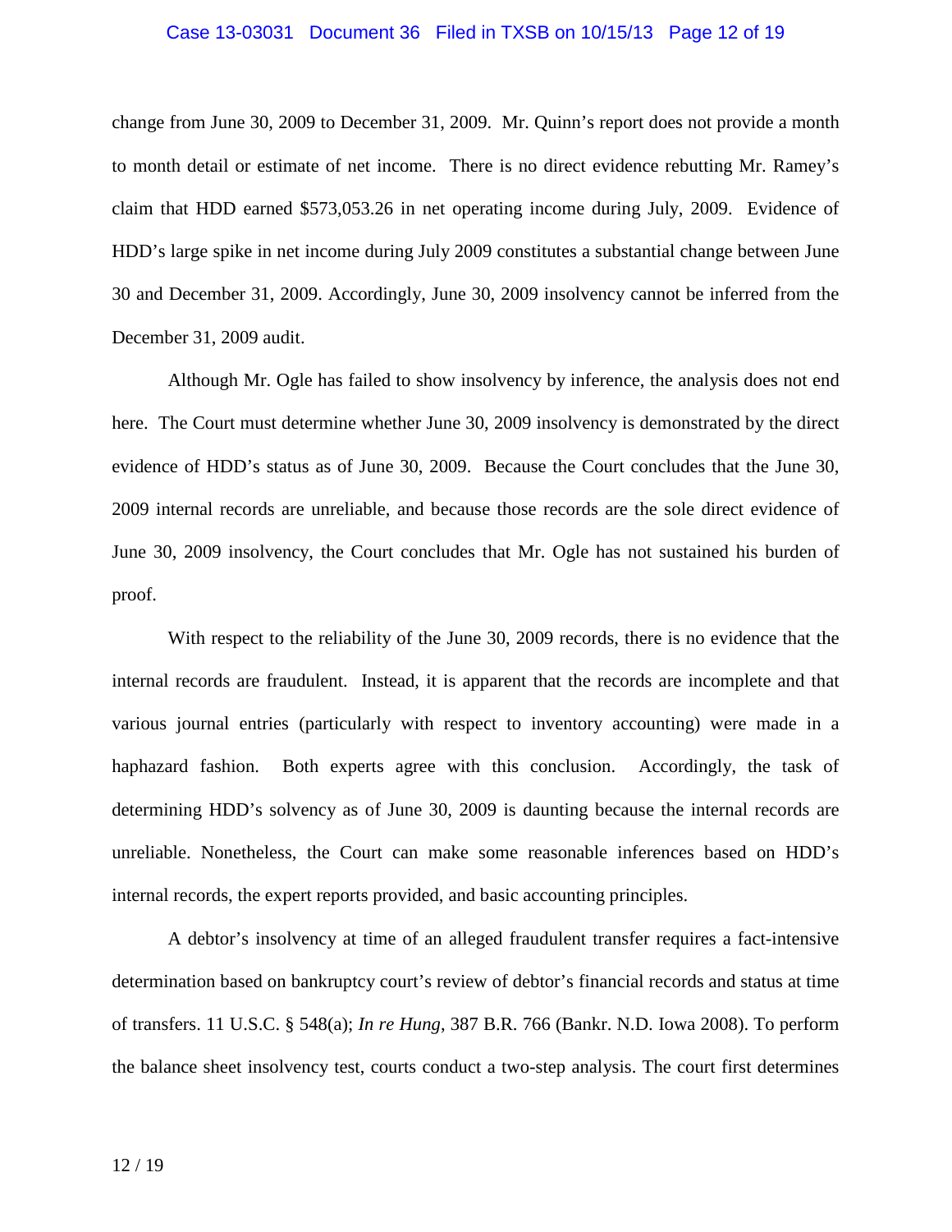change from June 30, 2009 to December 31, 2009. Mr. Quinn's report does not provide a month to month detail or estimate of net income. There is no direct evidence rebutting Mr. Ramey's claim that HDD earned $573,053.26 in net operating income during July, 2009. Evidence of HDD's large spike in net income during July 2009 constitutes a substantial change between June 30 and December 31, 2009. Accordingly, June 30, 2009 insolvency cannot be inferred from the December 31, 2009 audit.

Although Mr. Ogle has failed to show insolvency by inference, the analysis does not end here. The Court must determine whether June 30, 2009 insolvency is demonstrated by the direct evidence of HDD's status as of June 30, 2009. Because the Court concludes that the June 30, 2009 internal records are unreliable, and because those records are the sole direct evidence of June 30, 2009 insolvency, the Court concludes that Mr. Ogle has not sustained his burden of proof.

With respect to the reliability of the June 30, 2009 records, there is no evidence that the internal records are fraudulent. Instead, it is apparent that the records are incomplete and that various journal entries (particularly with respect to inventory accounting) were made in a haphazard fashion. Both experts agree with this conclusion. Accordingly, the task of determining HDD's solvency as of June 30, 2009 is daunting because the internal records are unreliable. Nonetheless, the Court can make some reasonable inferences based on HDD's internal records, the expert reports provided, and basic accounting principles.

A debtor's insolvency at time of an alleged fraudulent transfer requires a fact-intensive determination based on bankruptcy court's review of debtor's financial records and status at time of transfers. 11 U.S.C. § 548(a); *In re Hung*, 387 B.R. 766 (Bankr. N.D. Iowa 2008). To perform the balance sheet insolvency test, courts conduct a two-step analysis. The court first determines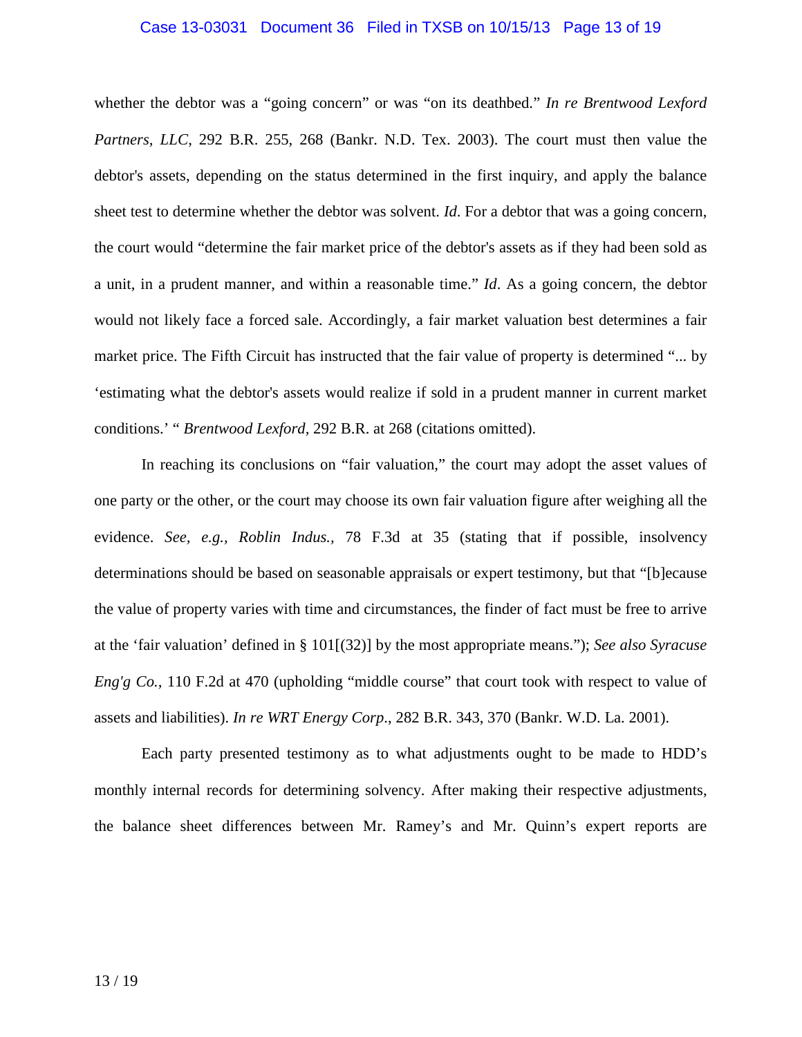whether the debtor was a "going concern" or was "on its deathbed." *In re Brentwood Lexford Partners, LLC*, 292 B.R. 255, 268 (Bankr. N.D. Tex. 2003). The court must then value the debtor's assets, depending on the status determined in the first inquiry, and apply the balance sheet test to determine whether the debtor was solvent. *Id*. For a debtor that was a going concern, the court would "determine the fair market price of the debtor's assets as if they had been sold as a unit, in a prudent manner, and within a reasonable time." *Id*. As a going concern, the debtor would not likely face a forced sale. Accordingly, a fair market valuation best determines a fair market price. The Fifth Circuit has instructed that the fair value of property is determined "... by 'estimating what the debtor's assets would realize if sold in a prudent manner in current market conditions.' " *Brentwood Lexford,* 292 B.R. at 268 (citations omitted).

In reaching its conclusions on "fair valuation," the court may adopt the asset values of one party or the other, or the court may choose its own fair valuation figure after weighing all the evidence. *See, e.g., Roblin Indus.,* 78 F.3d at 35 (stating that if possible, insolvency determinations should be based on seasonable appraisals or expert testimony, but that "[b]ecause the value of property varies with time and circumstances, the finder of fact must be free to arrive at the 'fair valuation' defined in § 101[(32)] by the most appropriate means."); *See also Syracuse Eng'g Co.,* 110 F.2d at 470 (upholding "middle course" that court took with respect to value of assets and liabilities). *In re WRT Energy Corp*., 282 B.R. 343, 370 (Bankr. W.D. La. 2001).

Each party presented testimony as to what adjustments ought to be made to HDD's monthly internal records for determining solvency. After making their respective adjustments, the balance sheet differences between Mr. Ramey's and Mr. Quinn's expert reports are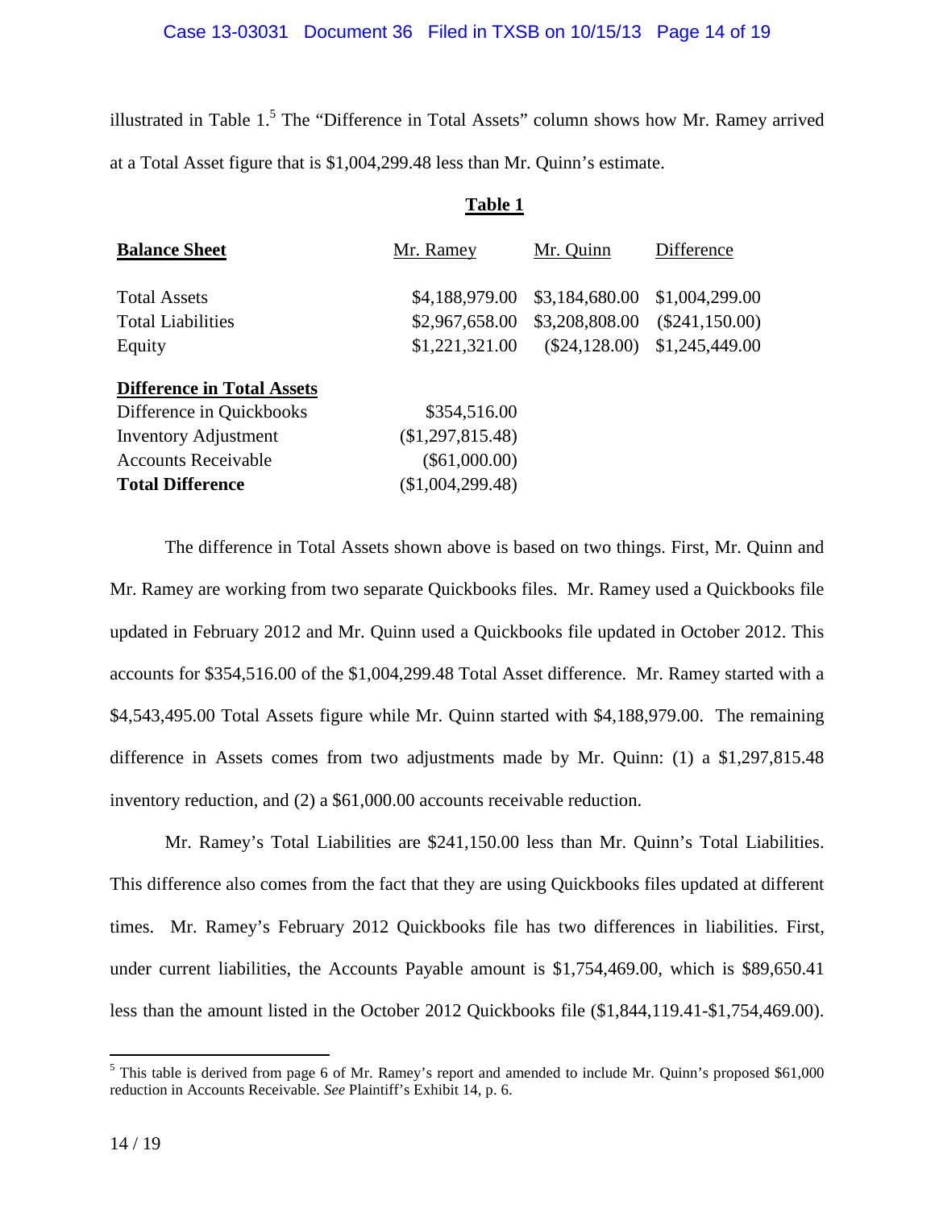illustrated in Table 1.[5] The "Difference in Total Assets" column shows how Mr. Ramey arrived at a Total Asset figure that is $1,004,299.48 less than Mr. Quinn's estimate.

**Table 1**

| **Balance Sheet** | Mr. Ramey | Mr. Quinn | Difference |
|---|---|---|---|
| Total Assets | $4,188,979.00 | $3,184,680.00 | $1,004,299.00 |
| Total Liabilities | $2,967,658.00 | $3,208,808.00 | ($241,150.00) |
| Equity | $1,221,321.00 | ($24,128.00) | $1,245,449.00 |
| **Difference in Total Assets** | | | |
| Difference in Quickbooks | $354,516.00 | | |
| Inventory Adjustment | ($1,297,815.48) | | |
| Accounts Receivable | ($61,000.00) | | |
| **Total Difference** | ($1,004,299.48) | | |

The difference in Total Assets shown above is based on two things. First, Mr. Quinn and Mr. Ramey are working from two separate Quickbooks files. Mr. Ramey used a Quickbooks file updated in February 2012 and Mr. Quinn used a Quickbooks file updated in October 2012. This accounts for $354,516.00 of the $1,004,299.48 Total Asset difference. Mr. Ramey started with a $4,543,495.00 Total Assets figure while Mr. Quinn started with $4,188,979.00. The remaining difference in Assets comes from two adjustments made by Mr. Quinn: (1) a $1,297,815.48 inventory reduction, and (2) a $61,000.00 accounts receivable reduction.

Mr. Ramey's Total Liabilities are $241,150.00 less than Mr. Quinn's Total Liabilities. This difference also comes from the fact that they are using Quickbooks files updated at different times. Mr. Ramey's February 2012 Quickbooks file has two differences in liabilities. First, under current liabilities, the Accounts Payable amount is $1,754,469.00, which is $89,650.41 less than the amount listed in the October 2012 Quickbooks file ($1,844,119.41-$1,754,469.00).

[5] This table is derived from page 6 of Mr. Ramey's report and amended to include Mr. Quinn's proposed $61,000 reduction in Accounts Receivable. *See* Plaintiff's Exhibit 14, p. 6.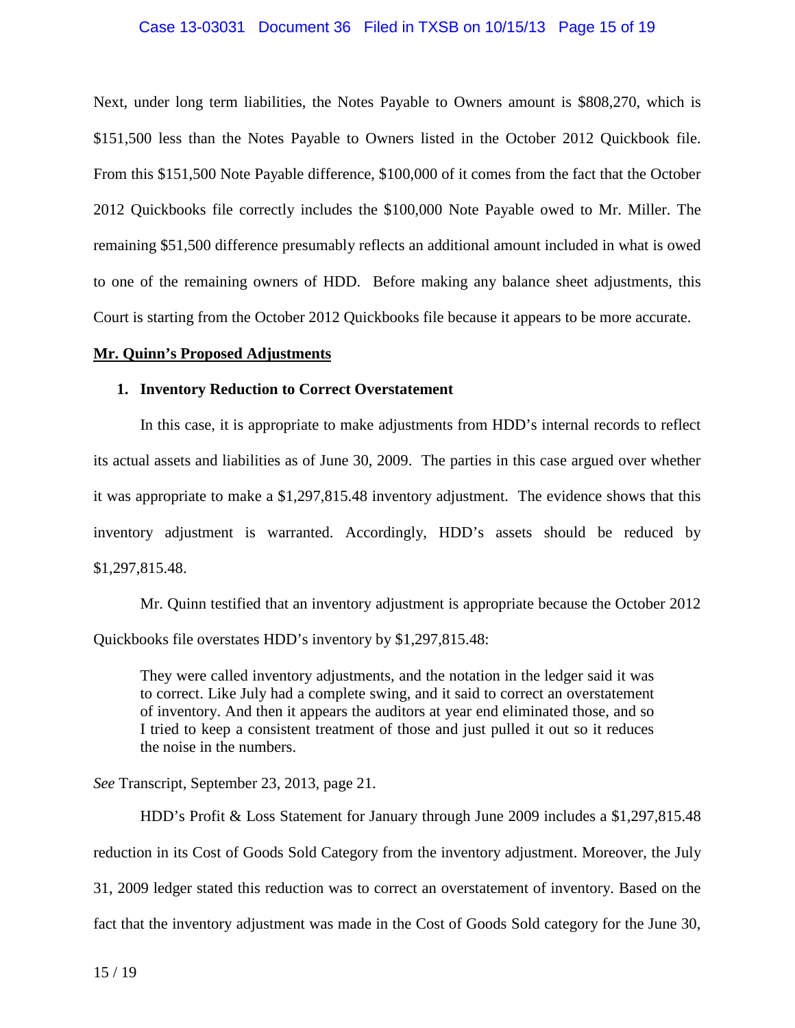Next, under long term liabilities, the Notes Payable to Owners amount is $808,270, which is $151,500 less than the Notes Payable to Owners listed in the October 2012 Quickbook file. From this $151,500 Note Payable difference, $100,000 of it comes from the fact that the October 2012 Quickbooks file correctly includes the $100,000 Note Payable owed to Mr. Miller. The remaining $51,500 difference presumably reflects an additional amount included in what is owed to one of the remaining owners of HDD. Before making any balance sheet adjustments, this Court is starting from the October 2012 Quickbooks file because it appears to be more accurate.

**Mr. Quinn's Proposed Adjustments**

**1. Inventory Reduction to Correct Overstatement**

In this case, it is appropriate to make adjustments from HDD's internal records to reflect its actual assets and liabilities as of June 30, 2009. The parties in this case argued over whether it was appropriate to make a $1,297,815.48 inventory adjustment. The evidence shows that this inventory adjustment is warranted. Accordingly, HDD's assets should be reduced by $1,297,815.48.

Mr. Quinn testified that an inventory adjustment is appropriate because the October 2012 Quickbooks file overstates HDD's inventory by $1,297,815.48:

> They were called inventory adjustments, and the notation in the ledger said it was to correct. Like July had a complete swing, and it said to correct an overstatement of inventory. And then it appears the auditors at year end eliminated those, and so I tried to keep a consistent treatment of those and just pulled it out so it reduces the noise in the numbers.

*See* Transcript, September 23, 2013, page 21.

HDD's Profit & Loss Statement for January through June 2009 includes a $1,297,815.48 reduction in its Cost of Goods Sold Category from the inventory adjustment. Moreover, the July 31, 2009 ledger stated this reduction was to correct an overstatement of inventory. Based on the fact that the inventory adjustment was made in the Cost of Goods Sold category for the June 30,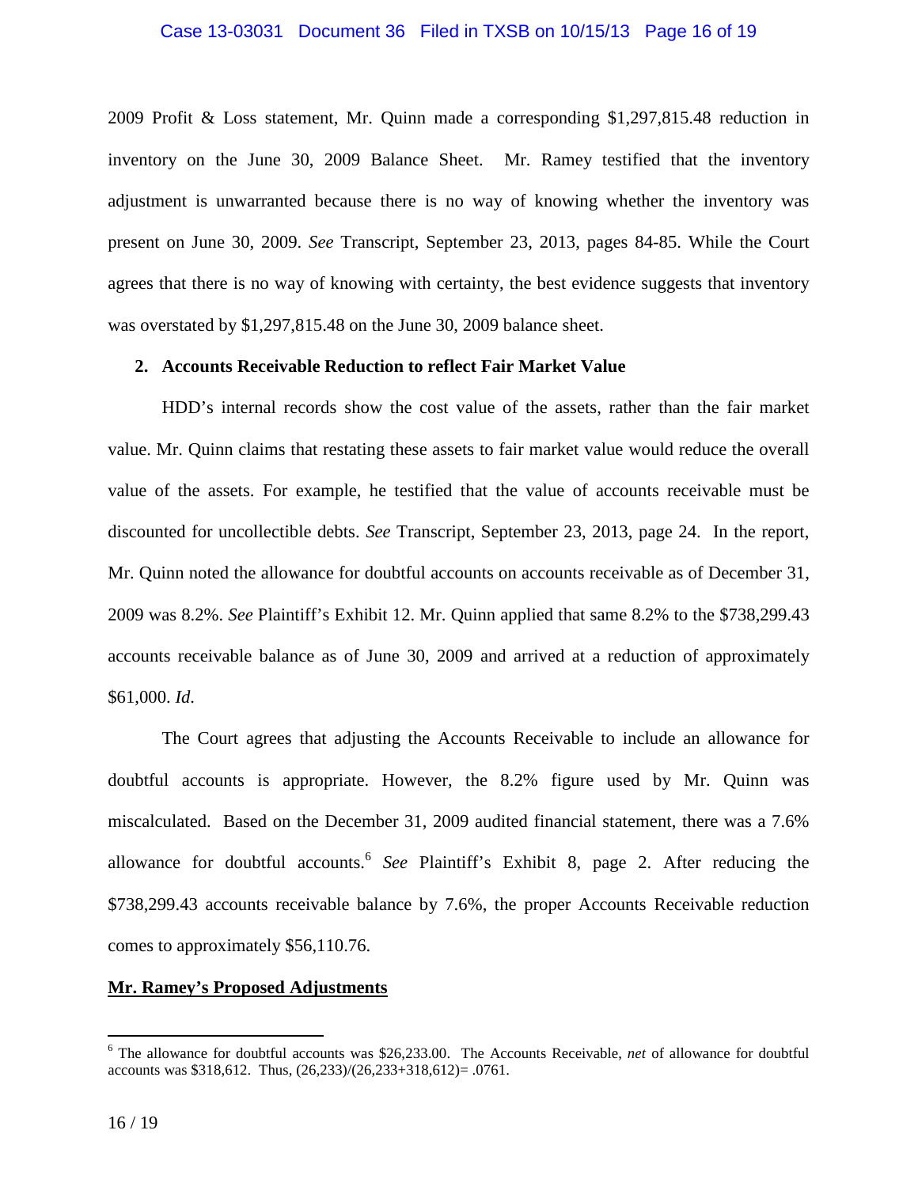2009 Profit & Loss statement, Mr. Quinn made a corresponding $1,297,815.48 reduction in inventory on the June 30, 2009 Balance Sheet. Mr. Ramey testified that the inventory adjustment is unwarranted because there is no way of knowing whether the inventory was present on June 30, 2009. *See* Transcript, September 23, 2013, pages 84-85. While the Court agrees that there is no way of knowing with certainty, the best evidence suggests that inventory was overstated by $1,297,815.48 on the June 30, 2009 balance sheet.

**2. Accounts Receivable Reduction to reflect Fair Market Value**

HDD's internal records show the cost value of the assets, rather than the fair market value. Mr. Quinn claims that restating these assets to fair market value would reduce the overall value of the assets. For example, he testified that the value of accounts receivable must be discounted for uncollectible debts. *See* Transcript, September 23, 2013, page 24. In the report, Mr. Quinn noted the allowance for doubtful accounts on accounts receivable as of December 31, 2009 was 8.2%. *See* Plaintiff's Exhibit 12. Mr. Quinn applied that same 8.2% to the $738,299.43 accounts receivable balance as of June 30, 2009 and arrived at a reduction of approximately $61,000. *Id*.

The Court agrees that adjusting the Accounts Receivable to include an allowance for doubtful accounts is appropriate. However, the 8.2% figure used by Mr. Quinn was miscalculated. Based on the December 31, 2009 audited financial statement, there was a 7.6% allowance for doubtful accounts.[6] *See* Plaintiff's Exhibit 8, page 2. After reducing the $738,299.43 accounts receivable balance by 7.6%, the proper Accounts Receivable reduction comes to approximately $56,110.76.

**Mr. Ramey's Proposed Adjustments**

---

[6] The allowance for doubtful accounts was $26,233.00. The Accounts Receivable, *net* of allowance for doubtful accounts was $318,612. Thus, (26,233)/(26,233+318,612)= .0761.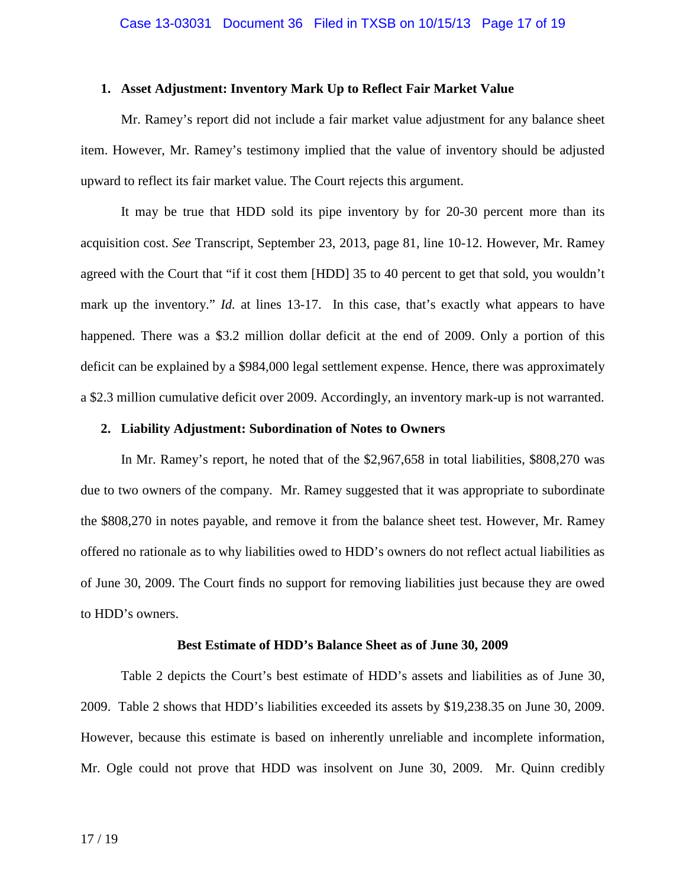**1. Asset Adjustment: Inventory Mark Up to Reflect Fair Market Value**

Mr. Ramey's report did not include a fair market value adjustment for any balance sheet item. However, Mr. Ramey's testimony implied that the value of inventory should be adjusted upward to reflect its fair market value. The Court rejects this argument.

It may be true that HDD sold its pipe inventory by for 20-30 percent more than its acquisition cost. *See* Transcript, September 23, 2013, page 81, line 10-12. However, Mr. Ramey agreed with the Court that "if it cost them [HDD] 35 to 40 percent to get that sold, you wouldn't mark up the inventory." *Id.* at lines 13-17. In this case, that's exactly what appears to have happened. There was a $3.2 million dollar deficit at the end of 2009. Only a portion of this deficit can be explained by a $984,000 legal settlement expense. Hence, there was approximately a $2.3 million cumulative deficit over 2009. Accordingly, an inventory mark-up is not warranted.

**2. Liability Adjustment: Subordination of Notes to Owners**

In Mr. Ramey's report, he noted that of the $2,967,658 in total liabilities, $808,270 was due to two owners of the company. Mr. Ramey suggested that it was appropriate to subordinate the $808,270 in notes payable, and remove it from the balance sheet test. However, Mr. Ramey offered no rationale as to why liabilities owed to HDD's owners do not reflect actual liabilities as of June 30, 2009. The Court finds no support for removing liabilities just because they are owed to HDD's owners.

**Best Estimate of HDD's Balance Sheet as of June 30, 2009**

Table 2 depicts the Court's best estimate of HDD's assets and liabilities as of June 30, 2009. Table 2 shows that HDD's liabilities exceeded its assets by $19,238.35 on June 30, 2009. However, because this estimate is based on inherently unreliable and incomplete information, Mr. Ogle could not prove that HDD was insolvent on June 30, 2009. Mr. Quinn credibly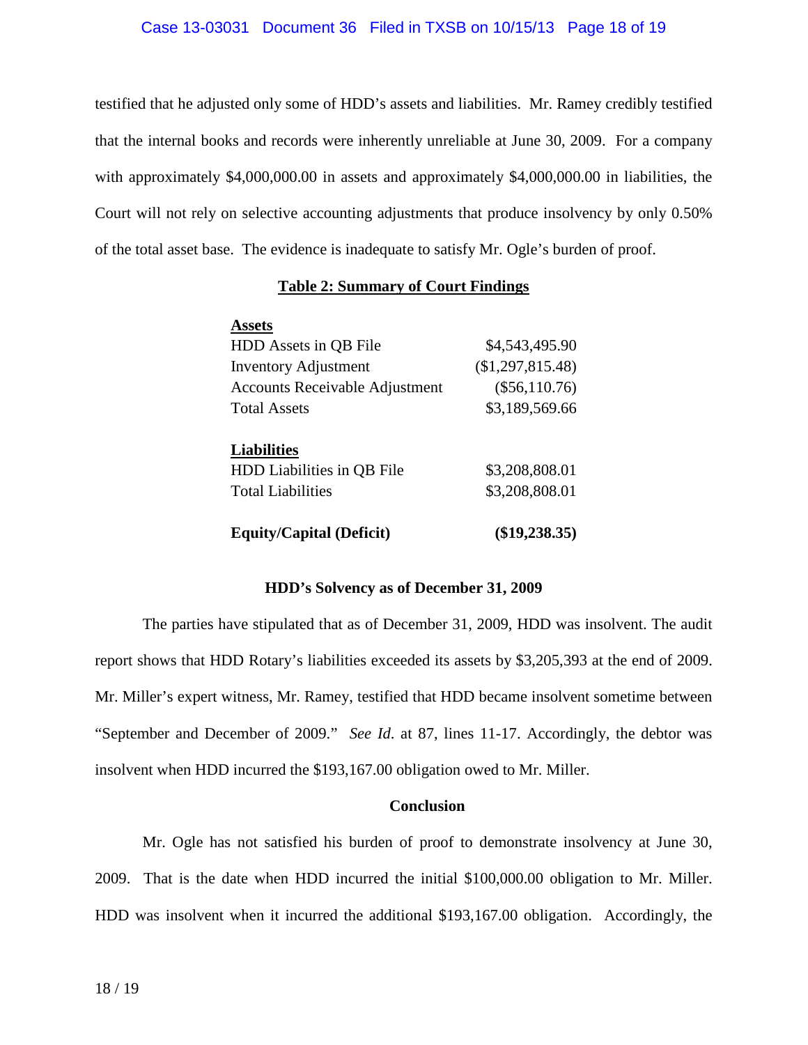testified that he adjusted only some of HDD's assets and liabilities. Mr. Ramey credibly testified that the internal books and records were inherently unreliable at June 30, 2009. For a company with approximately $4,000,000.00 in assets and approximately $4,000,000.00 in liabilities, the Court will not rely on selective accounting adjustments that produce insolvency by only 0.50% of the total asset base. The evidence is inadequate to satisfy Mr. Ogle's burden of proof.

**Table 2: Summary of Court Findings**

| | |
|---|---|
| **Assets** | |
| HDD Assets in QB File | $4,543,495.90 |
| Inventory Adjustment | ($1,297,815.48) |
| Accounts Receivable Adjustment | ($56,110.76) |
| Total Assets | $3,189,569.66 |
| | |
| **Liabilities** | |
| HDD Liabilities in QB File | $3,208,808.01 |
| Total Liabilities | $3,208,808.01 |
| | |
| **Equity/Capital (Deficit)** | **($19,238.35)** |

**HDD's Solvency as of December 31, 2009**

The parties have stipulated that as of December 31, 2009, HDD was insolvent. The audit report shows that HDD Rotary's liabilities exceeded its assets by $3,205,393 at the end of 2009. Mr. Miller's expert witness, Mr. Ramey, testified that HDD became insolvent sometime between "September and December of 2009." *See Id.* at 87, lines 11-17. Accordingly, the debtor was insolvent when HDD incurred the $193,167.00 obligation owed to Mr. Miller.

**Conclusion**

Mr. Ogle has not satisfied his burden of proof to demonstrate insolvency at June 30, 2009. That is the date when HDD incurred the initial $100,000.00 obligation to Mr. Miller. HDD was insolvent when it incurred the additional $193,167.00 obligation. Accordingly, the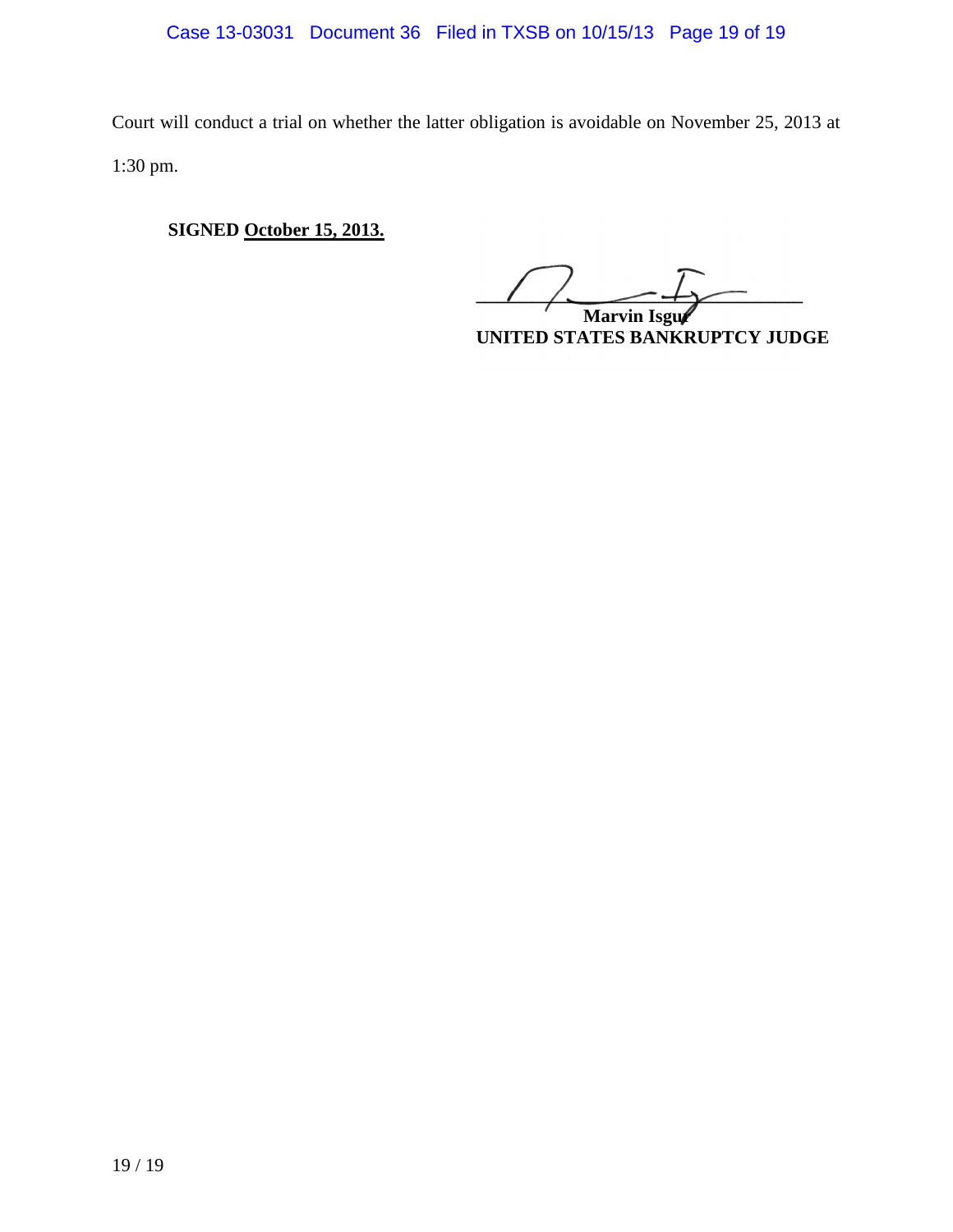Court will conduct a trial on whether the latter obligation is avoidable on November 25, 2013 at 1:30 pm.

**SIGNED October 15, 2013.**

**Marvin Isgur**
**UNITED STATES BANKRUPTCY JUDGE**